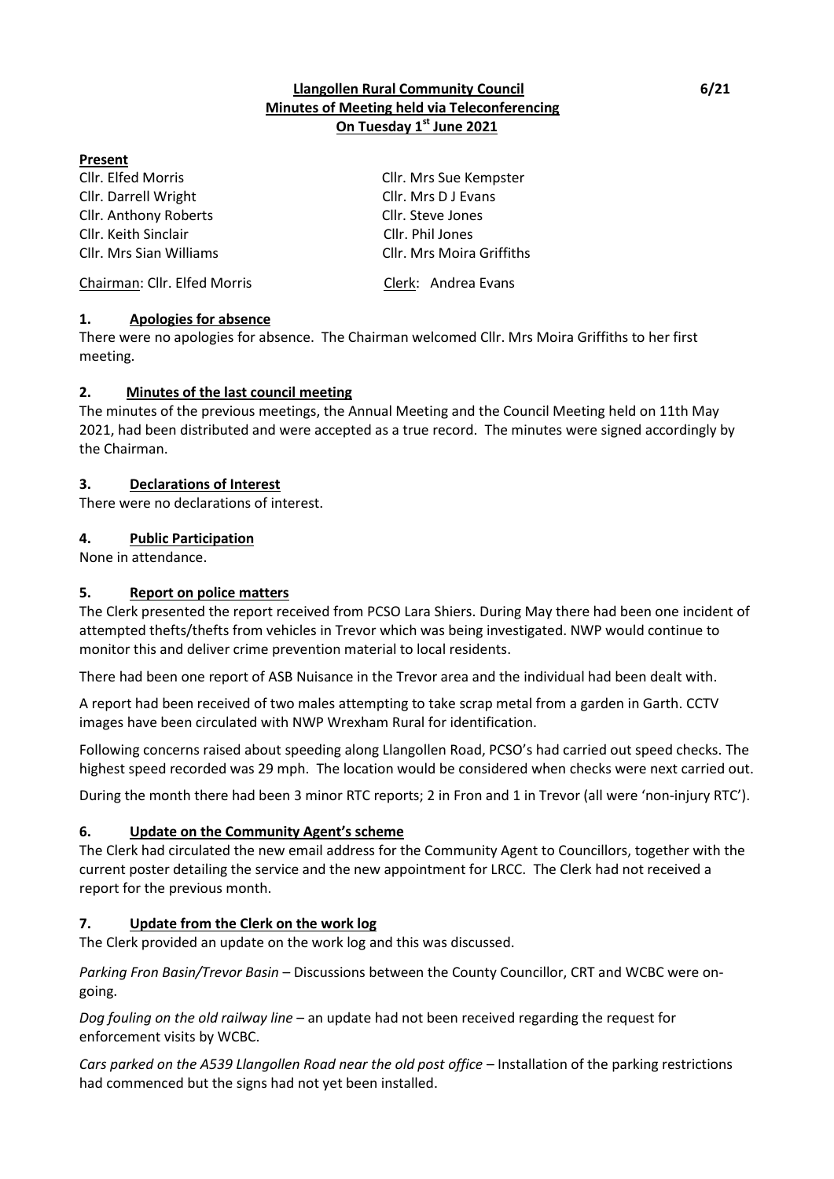**Llangollen Rural Community Council**
**Minutes of Meeting held via Teleconferencing**
**On Tuesday 1st June 2021**

6/21

**Present**

| | |
|---|---|
| Cllr. Elfed Morris | Cllr. Mrs Sue Kempster |
| Cllr. Darrell Wright | Cllr. Mrs D J Evans |
| Cllr. Anthony Roberts | Cllr. Steve Jones |
| Cllr. Keith Sinclair | Cllr. Phil Jones |
| Cllr. Mrs Sian Williams | Cllr. Mrs Moira Griffiths |
| Chairman: Cllr. Elfed Morris | Clerk: Andrea Evans |

## 1. Apologies for absence

There were no apologies for absence. The Chairman welcomed Cllr. Mrs Moira Griffiths to her first meeting.

## 2. Minutes of the last council meeting

The minutes of the previous meetings, the Annual Meeting and the Council Meeting held on 11th May 2021, had been distributed and were accepted as a true record. The minutes were signed accordingly by the Chairman.

## 3. Declarations of Interest

There were no declarations of interest.

## 4. Public Participation

None in attendance.

## 5. Report on police matters

The Clerk presented the report received from PCSO Lara Shiers. During May there had been one incident of attempted thefts/thefts from vehicles in Trevor which was being investigated. NWP would continue to monitor this and deliver crime prevention material to local residents.

There had been one report of ASB Nuisance in the Trevor area and the individual had been dealt with.

A report had been received of two males attempting to take scrap metal from a garden in Garth. CCTV images have been circulated with NWP Wrexham Rural for identification.

Following concerns raised about speeding along Llangollen Road, PCSO's had carried out speed checks. The highest speed recorded was 29 mph. The location would be considered when checks were next carried out.

During the month there had been 3 minor RTC reports; 2 in Fron and 1 in Trevor (all were 'non-injury RTC').

## 6. Update on the Community Agent's scheme

The Clerk had circulated the new email address for the Community Agent to Councillors, together with the current poster detailing the service and the new appointment for LRCC. The Clerk had not received a report for the previous month.

## 7. Update from the Clerk on the work log

The Clerk provided an update on the work log and this was discussed.

*Parking Fron Basin/Trevor Basin* – Discussions between the County Councillor, CRT and WCBC were on-going.

*Dog fouling on the old railway line* – an update had not been received regarding the request for enforcement visits by WCBC.

*Cars parked on the A539 Llangollen Road near the old post office* – Installation of the parking restrictions had commenced but the signs had not yet been installed.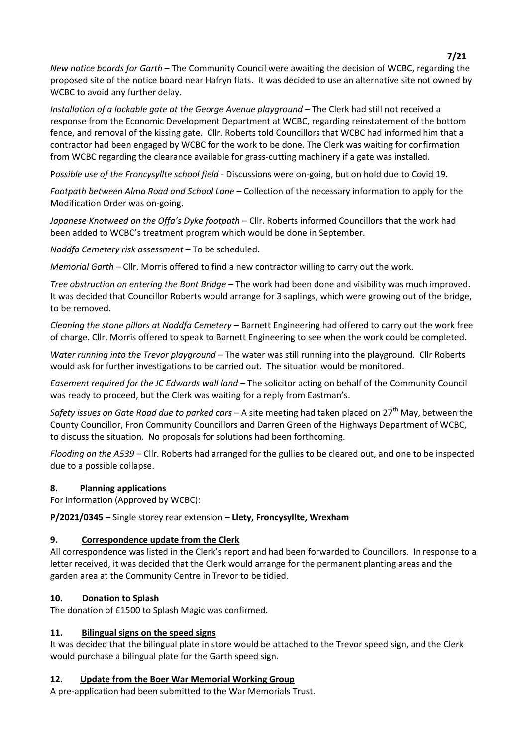*New notice boards for Garth* – The Community Council were awaiting the decision of WCBC, regarding the proposed site of the notice board near Hafryn flats. It was decided to use an alternative site not owned by WCBC to avoid any further delay.

*Installation of a lockable gate at the George Avenue playground* – The Clerk had still not received a response from the Economic Development Department at WCBC, regarding reinstatement of the bottom fence, and removal of the kissing gate. Cllr. Roberts told Councillors that WCBC had informed him that a contractor had been engaged by WCBC for the work to be done. The Clerk was waiting for confirmation from WCBC regarding the clearance available for grass-cutting machinery if a gate was installed.

P*ossible use of the Froncysyllte school field* - Discussions were on-going, but on hold due to Covid 19.

*Footpath between Alma Road and School Lane* – Collection of the necessary information to apply for the Modification Order was on-going.

*Japanese Knotweed on the Offa's Dyke footpath* – Cllr. Roberts informed Councillors that the work had been added to WCBC's treatment program which would be done in September.

*Noddfa Cemetery risk assessment* – To be scheduled.

*Memorial Garth* – Cllr. Morris offered to find a new contractor willing to carry out the work.

*Tree obstruction on entering the Bont Bridge* – The work had been done and visibility was much improved. It was decided that Councillor Roberts would arrange for 3 saplings, which were growing out of the bridge, to be removed.

*Cleaning the stone pillars at Noddfa Cemetery* – Barnett Engineering had offered to carry out the work free of charge. Cllr. Morris offered to speak to Barnett Engineering to see when the work could be completed.

*Water running into the Trevor playground* – The water was still running into the playground. Cllr Roberts would ask for further investigations to be carried out. The situation would be monitored.

*Easement required for the JC Edwards wall land* – The solicitor acting on behalf of the Community Council was ready to proceed, but the Clerk was waiting for a reply from Eastman's.

*Safety issues on Gate Road due to parked cars* – A site meeting had taken placed on 27th May, between the County Councillor, Fron Community Councillors and Darren Green of the Highways Department of WCBC, to discuss the situation. No proposals for solutions had been forthcoming.

*Flooding on the A539* – Cllr. Roberts had arranged for the gullies to be cleared out, and one to be inspected due to a possible collapse.

## 8. Planning applications

For information (Approved by WCBC):

**P/2021/0345 –** Single storey rear extension **– Llety, Froncysyllte, Wrexham**

## 9. Correspondence update from the Clerk

All correspondence was listed in the Clerk's report and had been forwarded to Councillors. In response to a letter received, it was decided that the Clerk would arrange for the permanent planting areas and the garden area at the Community Centre in Trevor to be tidied.

## 10. Donation to Splash

The donation of £1500 to Splash Magic was confirmed.

## 11. Bilingual signs on the speed signs

It was decided that the bilingual plate in store would be attached to the Trevor speed sign, and the Clerk would purchase a bilingual plate for the Garth speed sign.

## 12. Update from the Boer War Memorial Working Group

A pre-application had been submitted to the War Memorials Trust.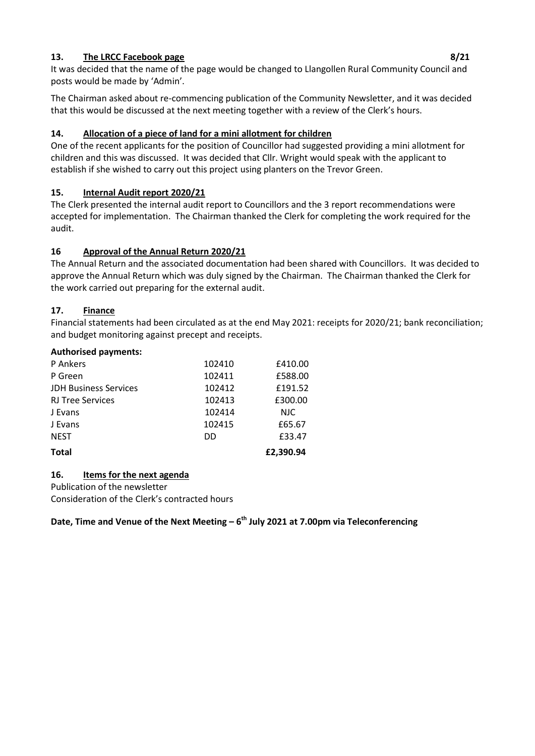## 13. The LRCC Facebook page 8/21

It was decided that the name of the page would be changed to Llangollen Rural Community Council and posts would be made by 'Admin'.

The Chairman asked about re-commencing publication of the Community Newsletter, and it was decided that this would be discussed at the next meeting together with a review of the Clerk's hours.

## 14. Allocation of a piece of land for a mini allotment for children

One of the recent applicants for the position of Councillor had suggested providing a mini allotment for children and this was discussed. It was decided that Cllr. Wright would speak with the applicant to establish if she wished to carry out this project using planters on the Trevor Green.

## 15. Internal Audit report 2020/21

The Clerk presented the internal audit report to Councillors and the 3 report recommendations were accepted for implementation. The Chairman thanked the Clerk for completing the work required for the audit.

## 16 Approval of the Annual Return 2020/21

The Annual Return and the associated documentation had been shared with Councillors. It was decided to approve the Annual Return which was duly signed by the Chairman. The Chairman thanked the Clerk for the work carried out preparing for the external audit.

## 17. Finance

Financial statements had been circulated as at the end May 2021: receipts for 2020/21; bank reconciliation; and budget monitoring against precept and receipts.

**Authorised payments:**

| | | |
|---|---|---|
| P Ankers | 102410 | £410.00 |
| P Green | 102411 | £588.00 |
| JDH Business Services | 102412 | £191.52 |
| RJ Tree Services | 102413 | £300.00 |
| J Evans | 102414 | NJC |
| J Evans | 102415 | £65.67 |
| NEST | DD | £33.47 |
| **Total** | | **£2,390.94** |

## 16. Items for the next agenda

Publication of the newsletter
Consideration of the Clerk's contracted hours

**Date, Time and Venue of the Next Meeting – 6th July 2021 at 7.00pm via Teleconferencing**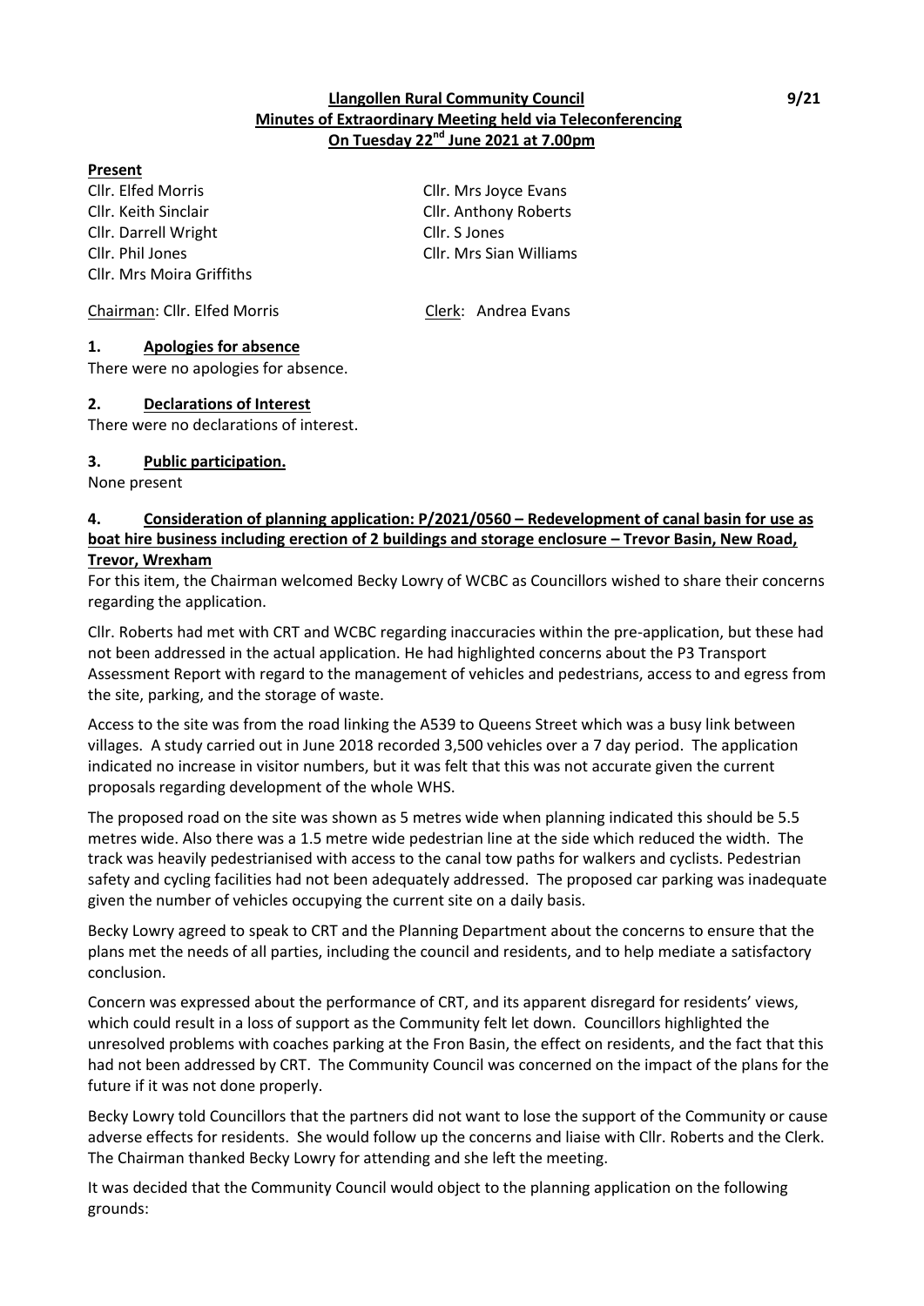**Llangollen Rural Community Council**
**Minutes of Extraordinary Meeting held via Teleconferencing**
**On Tuesday 22nd June 2021 at 7.00pm**

9/21

**Present**

Cllr. Elfed Morris
Cllr. Keith Sinclair
Cllr. Darrell Wright
Cllr. Phil Jones
Cllr. Mrs Moira Griffiths
Cllr. Mrs Joyce Evans
Cllr. Anthony Roberts
Cllr. S Jones
Cllr. Mrs Sian Williams

Chairman: Cllr. Elfed Morris
Clerk: Andrea Evans

## 1. Apologies for absence

There were no apologies for absence.

## 2. Declarations of Interest

There were no declarations of interest.

## 3. Public participation.

None present

## 4. Consideration of planning application: P/2021/0560 – Redevelopment of canal basin for use as boat hire business including erection of 2 buildings and storage enclosure – Trevor Basin, New Road, Trevor, Wrexham

For this item, the Chairman welcomed Becky Lowry of WCBC as Councillors wished to share their concerns regarding the application.

Cllr. Roberts had met with CRT and WCBC regarding inaccuracies within the pre-application, but these had not been addressed in the actual application. He had highlighted concerns about the P3 Transport Assessment Report with regard to the management of vehicles and pedestrians, access to and egress from the site, parking, and the storage of waste.

Access to the site was from the road linking the A539 to Queens Street which was a busy link between villages. A study carried out in June 2018 recorded 3,500 vehicles over a 7 day period. The application indicated no increase in visitor numbers, but it was felt that this was not accurate given the current proposals regarding development of the whole WHS.

The proposed road on the site was shown as 5 metres wide when planning indicated this should be 5.5 metres wide. Also there was a 1.5 metre wide pedestrian line at the side which reduced the width. The track was heavily pedestrianised with access to the canal tow paths for walkers and cyclists. Pedestrian safety and cycling facilities had not been adequately addressed. The proposed car parking was inadequate given the number of vehicles occupying the current site on a daily basis.

Becky Lowry agreed to speak to CRT and the Planning Department about the concerns to ensure that the plans met the needs of all parties, including the council and residents, and to help mediate a satisfactory conclusion.

Concern was expressed about the performance of CRT, and its apparent disregard for residents' views, which could result in a loss of support as the Community felt let down. Councillors highlighted the unresolved problems with coaches parking at the Fron Basin, the effect on residents, and the fact that this had not been addressed by CRT. The Community Council was concerned on the impact of the plans for the future if it was not done properly.

Becky Lowry told Councillors that the partners did not want to lose the support of the Community or cause adverse effects for residents. She would follow up the concerns and liaise with Cllr. Roberts and the Clerk. The Chairman thanked Becky Lowry for attending and she left the meeting.

It was decided that the Community Council would object to the planning application on the following grounds: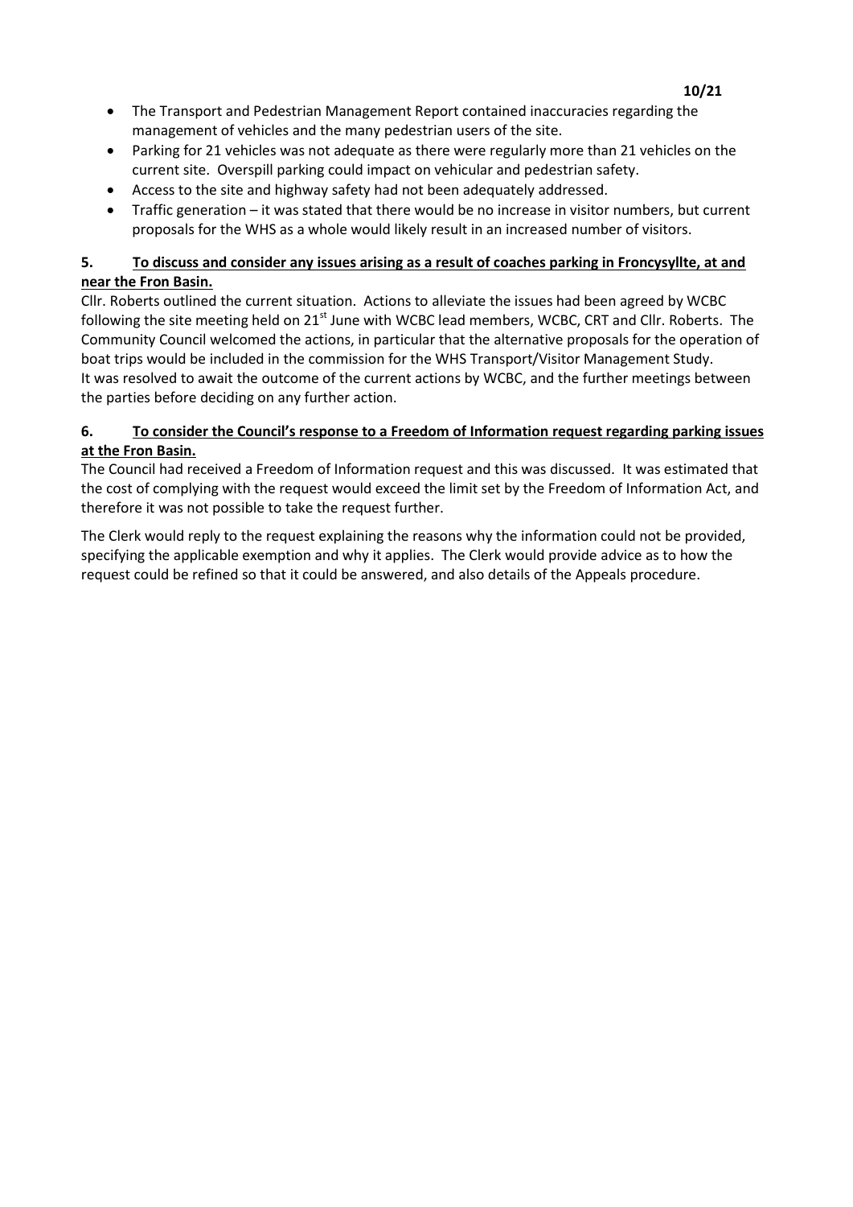- The Transport and Pedestrian Management Report contained inaccuracies regarding the management of vehicles and the many pedestrian users of the site.
- Parking for 21 vehicles was not adequate as there were regularly more than 21 vehicles on the current site. Overspill parking could impact on vehicular and pedestrian safety.
- Access to the site and highway safety had not been adequately addressed.
- Traffic generation – it was stated that there would be no increase in visitor numbers, but current proposals for the WHS as a whole would likely result in an increased number of visitors.

**5. To discuss and consider any issues arising as a result of coaches parking in Froncysyllte, at and near the Fron Basin.**

Cllr. Roberts outlined the current situation. Actions to alleviate the issues had been agreed by WCBC following the site meeting held on 21st June with WCBC lead members, WCBC, CRT and Cllr. Roberts. The Community Council welcomed the actions, in particular that the alternative proposals for the operation of boat trips would be included in the commission for the WHS Transport/Visitor Management Study.
It was resolved to await the outcome of the current actions by WCBC, and the further meetings between the parties before deciding on any further action.

**6. To consider the Council's response to a Freedom of Information request regarding parking issues at the Fron Basin.**

The Council had received a Freedom of Information request and this was discussed. It was estimated that the cost of complying with the request would exceed the limit set by the Freedom of Information Act, and therefore it was not possible to take the request further.

The Clerk would reply to the request explaining the reasons why the information could not be provided, specifying the applicable exemption and why it applies. The Clerk would provide advice as to how the request could be refined so that it could be answered, and also details of the Appeals procedure.